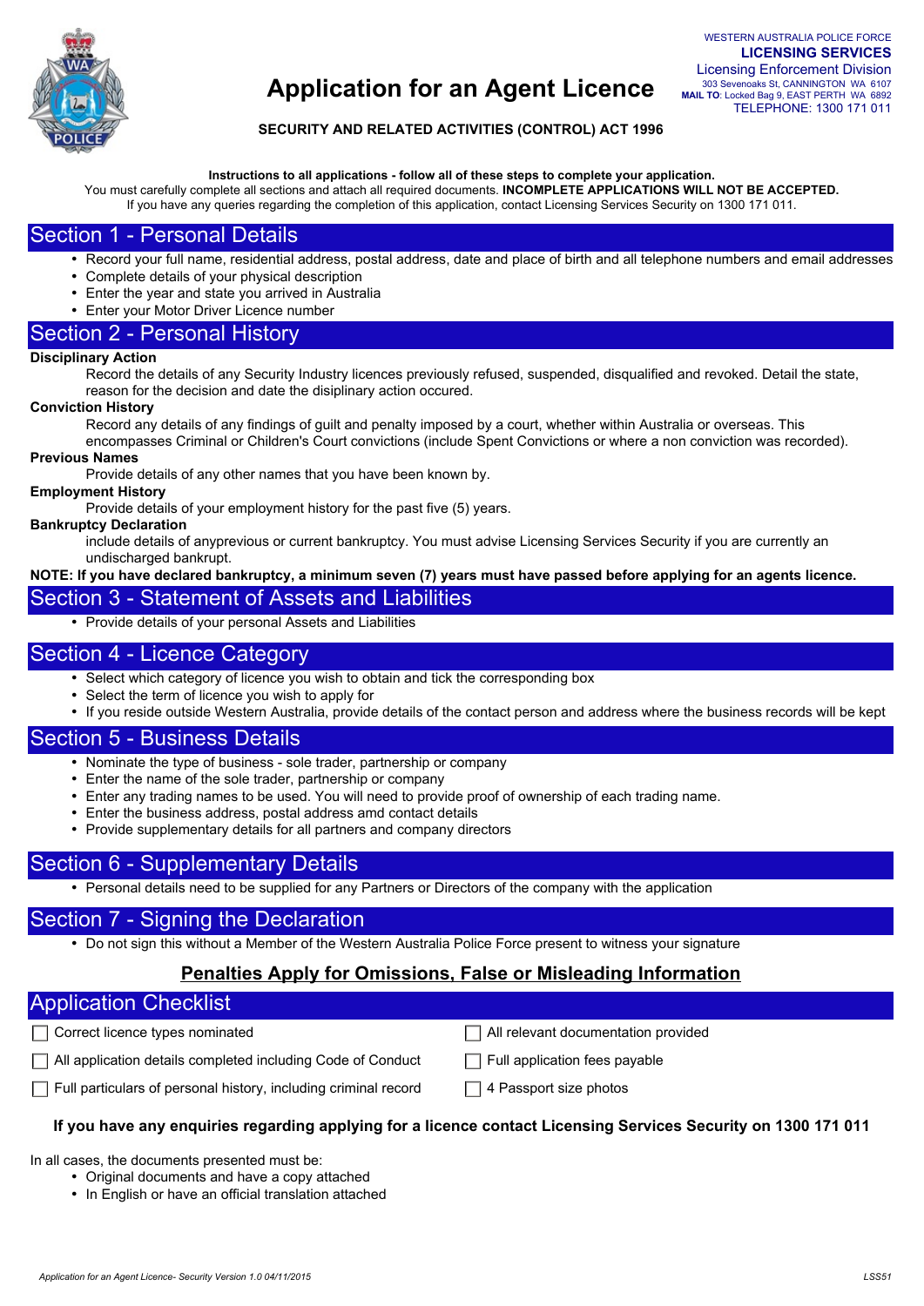WESTERN AUSTRALIA POLICE FORCE
**LICENSING SERVICES**
Licensing Enforcement Division
303 Sevenoaks St, CANNINGTON WA 6107
**MAIL TO**: Locked Bag 9, EAST PERTH WA 6892
TELEPHONE: 1300 171 011

# Application for an Agent Licence

**SECURITY AND RELATED ACTIVITIES (CONTROL) ACT 1996**

**Instructions to all applications - follow all of these steps to complete your application.**
You must carefully complete all sections and attach all required documents. **INCOMPLETE APPLICATIONS WILL NOT BE ACCEPTED.**
If you have any queries regarding the completion of this application, contact Licensing Services Security on 1300 171 011.

## Section 1 - Personal Details

- Record your full name, residential address, postal address, date and place of birth and all telephone numbers and email addresses
- Complete details of your physical description
- Enter the year and state you arrived in Australia
- Enter your Motor Driver Licence number

## Section 2 - Personal History

**Disciplinary Action**

Record the details of any Security Industry licences previously refused, suspended, disqualified and revoked. Detail the state, reason for the decision and date the disiplinary action occured.

**Conviction History**

Record any details of any findings of guilt and penalty imposed by a court, whether within Australia or overseas. This encompasses Criminal or Children's Court convictions (include Spent Convictions or where a non conviction was recorded).

**Previous Names**

Provide details of any other names that you have been known by.

**Employment History**

Provide details of your employment history for the past five (5) years.

**Bankruptcy Declaration**

include details of anyprevious or current bankruptcy. You must advise Licensing Services Security if you are currently an undischarged bankrupt.

**NOTE: If you have declared bankruptcy, a minimum seven (7) years must have passed before applying for an agents licence.**

## Section 3 - Statement of Assets and Liabilities

- Provide details of your personal Assets and Liabilities

## Section 4 - Licence Category

- Select which category of licence you wish to obtain and tick the corresponding box
- Select the term of licence you wish to apply for
- If you reside outside Western Australia, provide details of the contact person and address where the business records will be kept

## Section 5 - Business Details

- Nominate the type of business - sole trader, partnership or company
- Enter the name of the sole trader, partnership or company
- Enter any trading names to be used. You will need to provide proof of ownership of each trading name.
- Enter the business address, postal address amd contact details
- Provide supplementary details for all partners and company directors

## Section 6 - Supplementary Details

- Personal details need to be supplied for any Partners or Directors of the company with the application

## Section 7 - Signing the Declaration

- Do not sign this without a Member of the Western Australia Police Force present to witness your signature

**Penalties Apply for Omissions, False or Misleading Information**

## Application Checklist

- ☐ Correct licence types nominated
- ☐ All application details completed including Code of Conduct
- ☐ Full particulars of personal history, including criminal record
- ☐ All relevant documentation provided
- ☐ Full application fees payable
- ☐ 4 Passport size photos

**If you have any enquiries regarding applying for a licence contact Licensing Services Security on 1300 171 011**

In all cases, the documents presented must be:

- Original documents and have a copy attached
- In English or have an official translation attached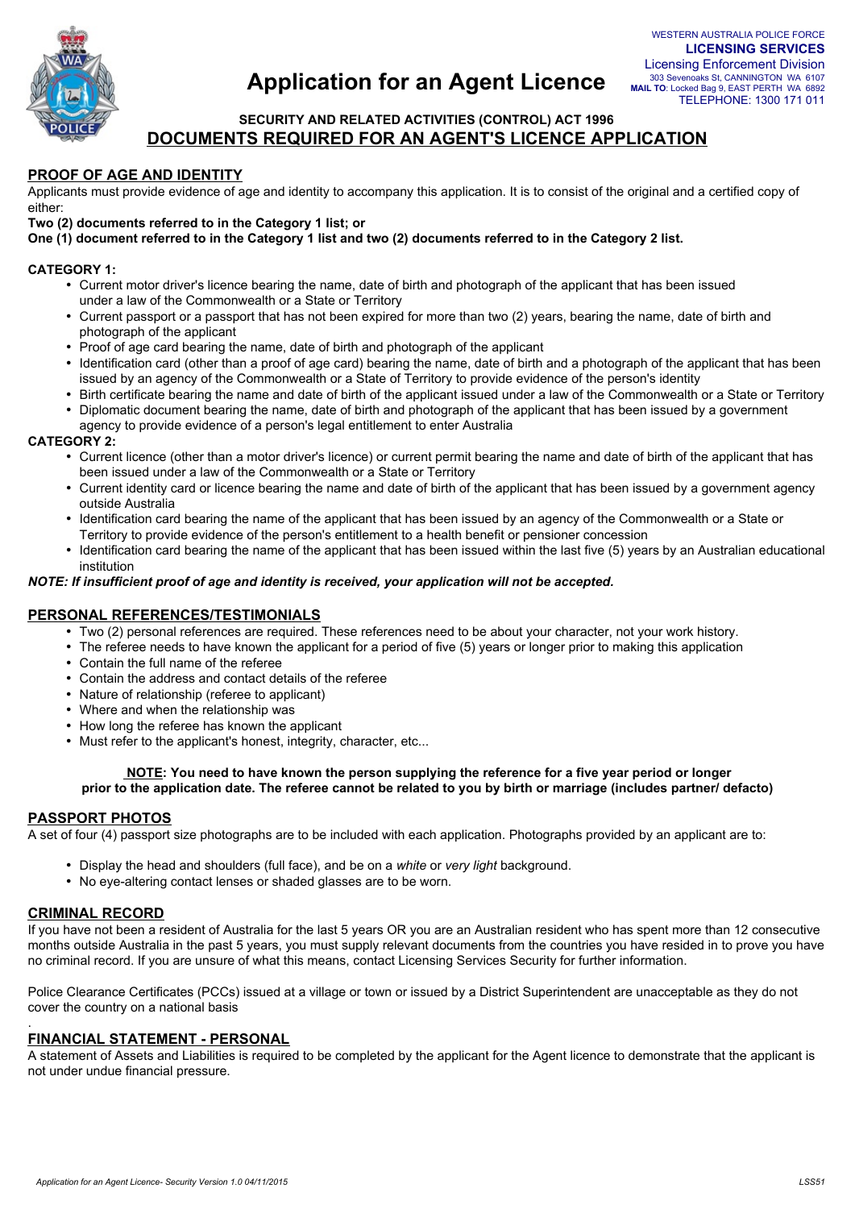WESTERN AUSTRALIA POLICE FORCE
**LICENSING SERVICES**
Licensing Enforcement Division
303 Sevenoaks St, CANNINGTON WA 6107
**MAIL TO**: Locked Bag 9, EAST PERTH WA 6892
TELEPHONE: 1300 171 011

# Application for an Agent Licence

**SECURITY AND RELATED ACTIVITIES (CONTROL) ACT 1996**

## DOCUMENTS REQUIRED FOR AN AGENT'S LICENCE APPLICATION

### PROOF OF AGE AND IDENTITY

Applicants must provide evidence of age and identity to accompany this application. It is to consist of the original and a certified copy of either:

**Two (2) documents referred to in the Category 1 list; or**
**One (1) document referred to in the Category 1 list and two (2) documents referred to in the Category 2 list.**

**CATEGORY 1:**

- Current motor driver's licence bearing the name, date of birth and photograph of the applicant that has been issued under a law of the Commonwealth or a State or Territory
- Current passport or a passport that has not been expired for more than two (2) years, bearing the name, date of birth and photograph of the applicant
- Proof of age card bearing the name, date of birth and photograph of the applicant
- Identification card (other than a proof of age card) bearing the name, date of birth and a photograph of the applicant that has been issued by an agency of the Commonwealth or a State of Territory to provide evidence of the person's identity
- Birth certificate bearing the name and date of birth of the applicant issued under a law of the Commonwealth or a State or Territory
- Diplomatic document bearing the name, date of birth and photograph of the applicant that has been issued by a government agency to provide evidence of a person's legal entitlement to enter Australia

**CATEGORY 2:**

- Current licence (other than a motor driver's licence) or current permit bearing the name and date of birth of the applicant that has been issued under a law of the Commonwealth or a State or Territory
- Current identity card or licence bearing the name and date of birth of the applicant that has been issued by a government agency outside Australia
- Identification card bearing the name of the applicant that has been issued by an agency of the Commonwealth or a State or Territory to provide evidence of the person's entitlement to a health benefit or pensioner concession
- Identification card bearing the name of the applicant that has been issued within the last five (5) years by an Australian educational institution

***NOTE: If insufficient proof of age and identity is received, your application will not be accepted.***

### PERSONAL REFERENCES/TESTIMONIALS

- Two (2) personal references are required. These references need to be about your character, not your work history.
- The referee needs to have known the applicant for a period of five (5) years or longer prior to making this application
- Contain the full name of the referee
- Contain the address and contact details of the referee
- Nature of relationship (referee to applicant)
- Where and when the relationship was
- How long the referee has known the applicant
- Must refer to the applicant's honest, integrity, character, etc...

**NOTE: You need to have known the person supplying the reference for a five year period or longer prior to the application date. The referee cannot be related to you by birth or marriage (includes partner/ defacto)**

### PASSPORT PHOTOS

A set of four (4) passport size photographs are to be included with each application. Photographs provided by an applicant are to:

- Display the head and shoulders (full face), and be on a *white* or *very light* background.
- No eye-altering contact lenses or shaded glasses are to be worn.

### CRIMINAL RECORD

If you have not been a resident of Australia for the last 5 years OR you are an Australian resident who has spent more than 12 consecutive months outside Australia in the past 5 years, you must supply relevant documents from the countries you have resided in to prove you have no criminal record. If you are unsure of what this means, contact Licensing Services Security for further information.

Police Clearance Certificates (PCCs) issued at a village or town or issued by a District Superintendent are unacceptable as they do not cover the country on a national basis

### FINANCIAL STATEMENT - PERSONAL

A statement of Assets and Liabilities is required to be completed by the applicant for the Agent licence to demonstrate that the applicant is not under undue financial pressure.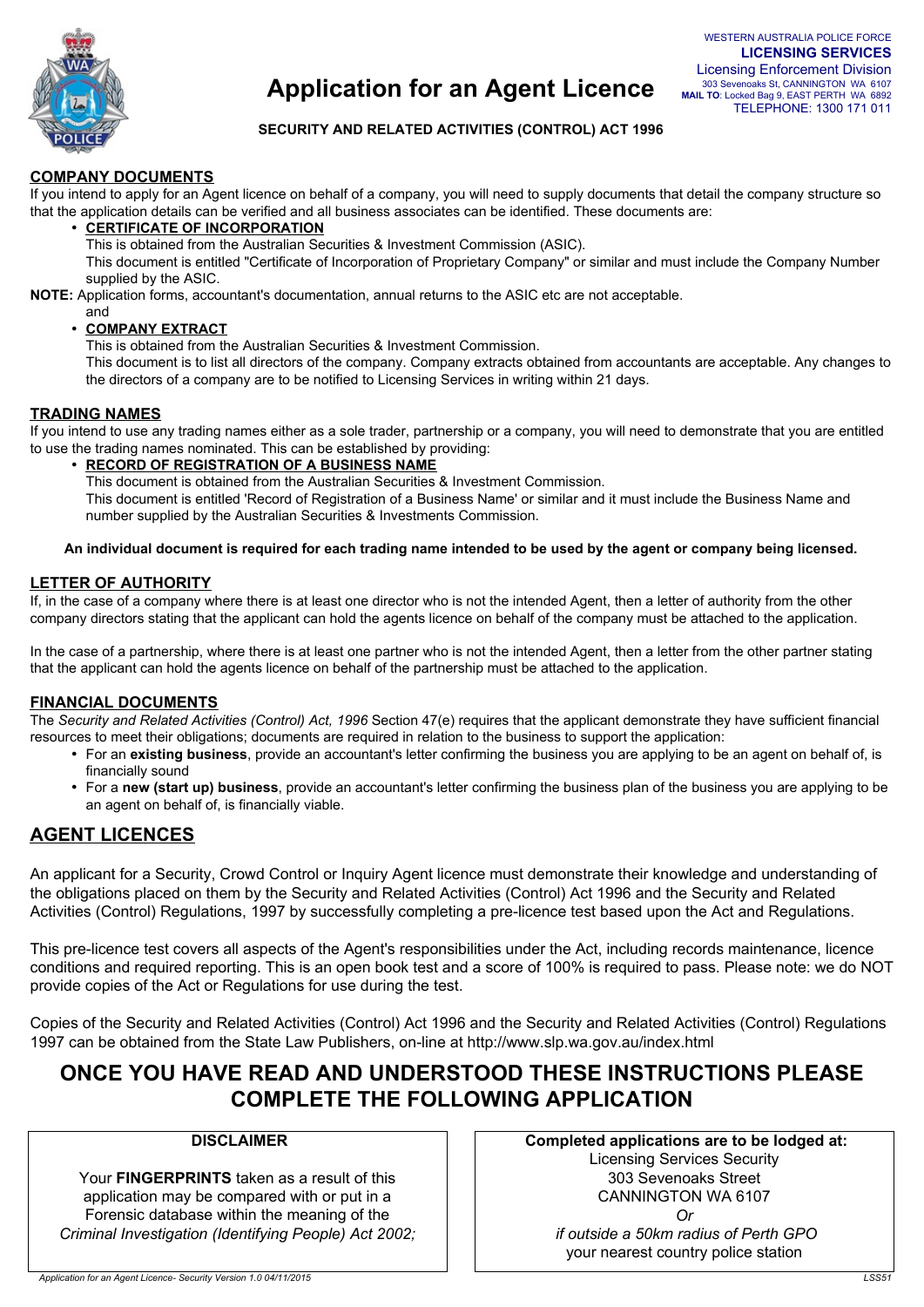WESTERN AUSTRALIA POLICE FORCE
**LICENSING SERVICES**
Licensing Enforcement Division
303 Sevenoaks St, CANNINGTON WA 6107
**MAIL TO**: Locked Bag 9, EAST PERTH WA 6892
TELEPHONE: 1300 171 011

# Application for an Agent Licence

**SECURITY AND RELATED ACTIVITIES (CONTROL) ACT 1996**

## COMPANY DOCUMENTS

If you intend to apply for an Agent licence on behalf of a company, you will need to supply documents that detail the company structure so that the application details can be verified and all business associates can be identified. These documents are:

- **CERTIFICATE OF INCORPORATION**
  This is obtained from the Australian Securities & Investment Commission (ASIC).
  This document is entitled "Certificate of Incorporation of Proprietary Company" or similar and must include the Company Number supplied by the ASIC.

**NOTE:** Application forms, accountant's documentation, annual returns to the ASIC etc are not acceptable.

and

- **COMPANY EXTRACT**
  This is obtained from the Australian Securities & Investment Commission.
  This document is to list all directors of the company. Company extracts obtained from accountants are acceptable. Any changes to the directors of a company are to be notified to Licensing Services in writing within 21 days.

## TRADING NAMES

If you intend to use any trading names either as a sole trader, partnership or a company, you will need to demonstrate that you are entitled to use the trading names nominated. This can be established by providing:

- **RECORD OF REGISTRATION OF A BUSINESS NAME**
  This document is obtained from the Australian Securities & Investment Commission.
  This document is entitled 'Record of Registration of a Business Name' or similar and it must include the Business Name and number supplied by the Australian Securities & Investments Commission.

**An individual document is required for each trading name intended to be used by the agent or company being licensed.**

## LETTER OF AUTHORITY

If, in the case of a company where there is at least one director who is not the intended Agent, then a letter of authority from the other company directors stating that the applicant can hold the agents licence on behalf of the company must be attached to the application.

In the case of a partnership, where there is at least one partner who is not the intended Agent, then a letter from the other partner stating that the applicant can hold the agents licence on behalf of the partnership must be attached to the application.

## FINANCIAL DOCUMENTS

The *Security and Related Activities (Control) Act, 1996* Section 47(e) requires that the applicant demonstrate they have sufficient financial resources to meet their obligations; documents are required in relation to the business to support the application:

- For an **existing business**, provide an accountant's letter confirming the business you are applying to be an agent on behalf of, is financially sound
- For a **new (start up) business**, provide an accountant's letter confirming the business plan of the business you are applying to be an agent on behalf of, is financially viable.

## AGENT LICENCES

An applicant for a Security, Crowd Control or Inquiry Agent licence must demonstrate their knowledge and understanding of the obligations placed on them by the Security and Related Activities (Control) Act 1996 and the Security and Related Activities (Control) Regulations, 1997 by successfully completing a pre-licence test based upon the Act and Regulations.

This pre-licence test covers all aspects of the Agent's responsibilities under the Act, including records maintenance, licence conditions and required reporting. This is an open book test and a score of 100% is required to pass. Please note: we do NOT provide copies of the Act or Regulations for use during the test.

Copies of the Security and Related Activities (Control) Act 1996 and the Security and Related Activities (Control) Regulations 1997 can be obtained from the State Law Publishers, on-line at http://www.slp.wa.gov.au/index.html

## ONCE YOU HAVE READ AND UNDERSTOOD THESE INSTRUCTIONS PLEASE COMPLETE THE FOLLOWING APPLICATION

**DISCLAIMER**

Your **FINGERPRINTS** taken as a result of this application may be compared with or put in a Forensic database within the meaning of the *Criminal Investigation (Identifying People) Act 2002;*

**Completed applications are to be lodged at:**

Licensing Services Security
303 Sevenoaks Street
CANNINGTON WA 6107
*Or*
*if outside a 50km radius of Perth GPO*
your nearest country police station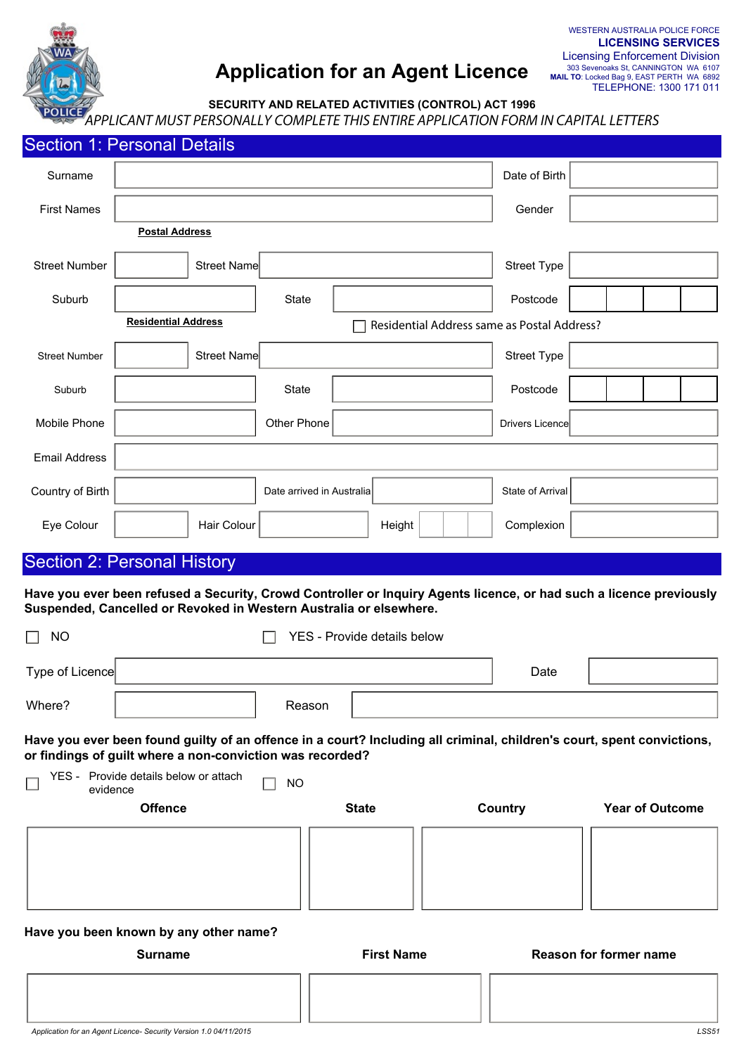WESTERN AUSTRALIA POLICE FORCE
**LICENSING SERVICES**
Licensing Enforcement Division
303 Sevenoaks St, CANNINGTON WA 6107
**MAIL TO:** Locked Bag 9, EAST PERTH WA 6892
TELEPHONE: 1300 171 011

# Application for an Agent Licence

**SECURITY AND RELATED ACTIVITIES (CONTROL) ACT 1996**

*APPLICANT MUST PERSONALLY COMPLETE THIS ENTIRE APPLICATION FORM IN CAPITAL LETTERS*

## Section 1: Personal Details

| Surname | | Date of Birth | |
|---|---|---|---|
| First Names | | Gender | |

**Postal Address**

| Street Number | | Street Name | | Street Type | |
|---|---|---|---|---|---|
| Suburb | | State | | Postcode | |

**Residential Address** ☐ Residential Address same as Postal Address?

| Street Number | | Street Name | | Street Type | |
|---|---|---|---|---|---|
| Suburb | | State | | Postcode | |
| Mobile Phone | | Other Phone | | Drivers Licence | |
| Email Address | | | | | |
| Country of Birth | | Date arrived in Australia | | State of Arrival | |
| Eye Colour | | Hair Colour | | Height | |
| Complexion | | | | | |

## Section 2: Personal History

**Have you ever been refused a Security, Crowd Controller or Inquiry Agents licence, or had such a licence previously Suspended, Cancelled or Revoked in Western Australia or elsewhere.**

☐ NO ☐ YES - Provide details below

| Type of Licence | | Date | |
|---|---|---|---|
| Where? | | Reason | |

**Have you ever been found guilty of an offence in a court? Including all criminal, children's court, spent convictions, or findings of guilt where a non-conviction was recorded?**

☐ YES - Provide details below or attach evidence ☐ NO

| Offence | State | Country | Year of Outcome |
|---|---|---|---|
| | | | |

**Have you been known by any other name?**

| Surname | First Name | Reason for former name |
|---|---|---|
| | | |

*Application for an Agent Licence- Security Version 1.0 04/11/2015* LSS51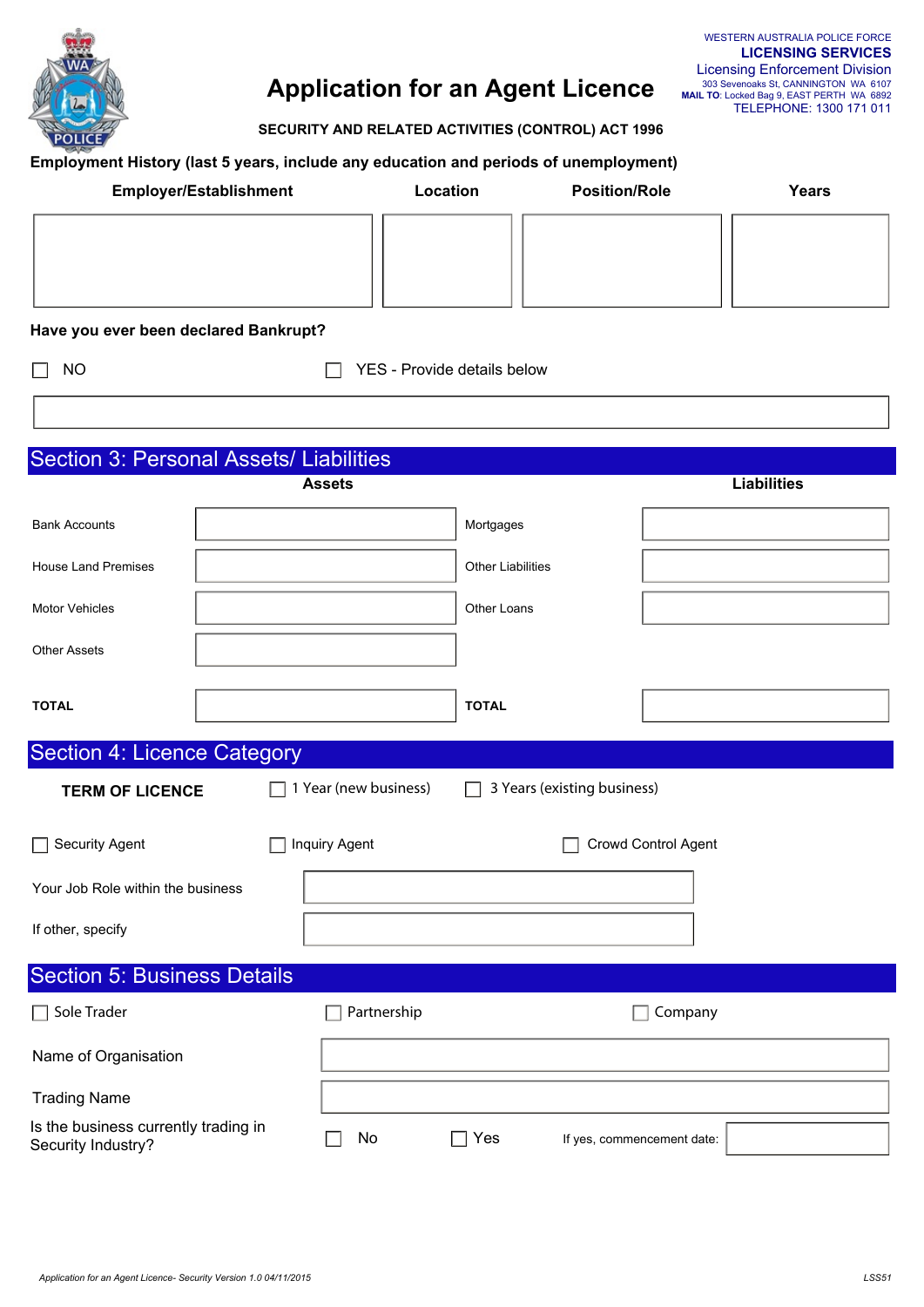WESTERN AUSTRALIA POLICE FORCE
**LICENSING SERVICES**
Licensing Enforcement Division
303 Sevenoaks St, CANNINGTON WA 6107
**MAIL TO**: Locked Bag 9, EAST PERTH WA 6892
TELEPHONE: 1300 171 011

# Application for an Agent Licence

**SECURITY AND RELATED ACTIVITIES (CONTROL) ACT 1996**

**Employment History (last 5 years, include any education and periods of unemployment)**

| Employer/Establishment | Location | Position/Role | Years |
|---|---|---|---|
| | | | |

**Have you ever been declared Bankrupt?**

☐ NO ☐ YES - Provide details below

_______________________________________________

## Section 3: Personal Assets/ Liabilities

| Assets | | Liabilities | |
|---|---|---|---|
| Bank Accounts | | Mortgages | |
| House Land Premises | | Other Liabilities | |
| Motor Vehicles | | Other Loans | |
| Other Assets | | | |
| **TOTAL** | | **TOTAL** | |

## Section 4: Licence Category

**TERM OF LICENCE** ☐ 1 Year (new business) ☐ 3 Years (existing business)

☐ Security Agent ☐ Inquiry Agent ☐ Crowd Control Agent

Your Job Role within the business _______________

If other, specify _______________

## Section 5: Business Details

☐ Sole Trader ☐ Partnership ☐ Company

Name of Organisation _______________

Trading Name _______________

Is the business currently trading in Security Industry? ☐ No ☐ Yes If yes, commencement date: _______________

*Application for an Agent Licence- Security Version 1.0 04/11/2015* LSS51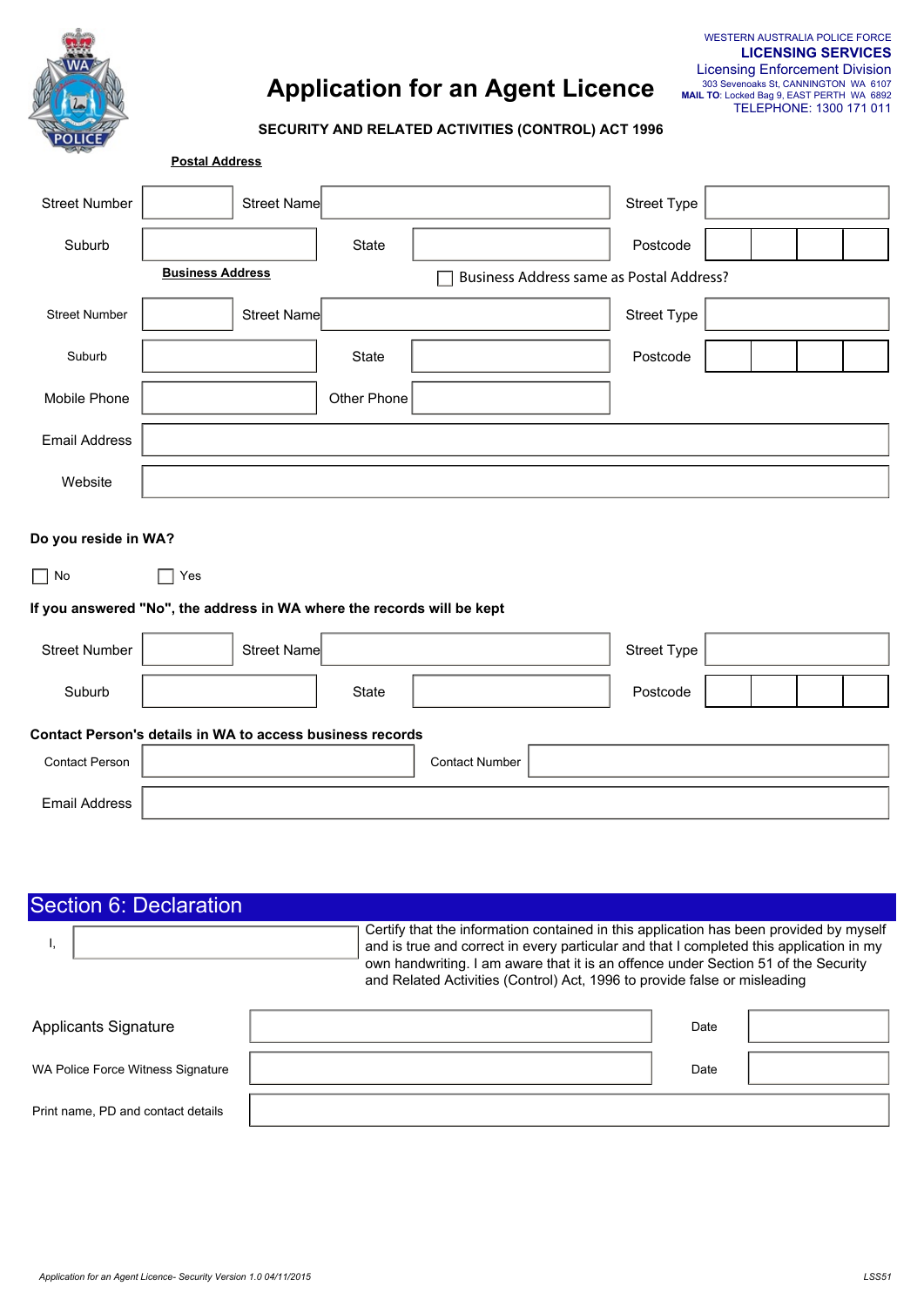WESTERN AUSTRALIA POLICE FORCE
**LICENSING SERVICES**
Licensing Enforcement Division
303 Sevenoaks St, CANNINGTON WA 6107
**MAIL TO**: Locked Bag 9, EAST PERTH WA 6892
TELEPHONE: 1300 171 011

# Application for an Agent Licence

**SECURITY AND RELATED ACTIVITIES (CONTROL) ACT 1996**

**Postal Address**

| Street Number | | Street Name | | Street Type | |
|---|---|---|---|---|---|
| Suburb | | State | | Postcode | |

**Business Address** ☐ Business Address same as Postal Address?

| Street Number | | Street Name | | Street Type | |
|---|---|---|---|---|---|
| Suburb | | State | | Postcode | |
| Mobile Phone | | Other Phone | | | |
| Email Address | | | | | |
| Website | | | | | |

**Do you reside in WA?**

☐ No ☐ Yes

**If you answered "No", the address in WA where the records will be kept**

| Street Number | | Street Name | | Street Type | |
|---|---|---|---|---|---|
| Suburb | | State | | Postcode | |

**Contact Person's details in WA to access business records**

| Contact Person | | Contact Number | |
|---|---|---|---|
| Email Address | | | |

## Section 6: Declaration

I, \_\_\_\_\_\_\_\_\_\_ Certify that the information contained in this application has been provided by myself and is true and correct in every particular and that I completed this application in my own handwriting. I am aware that it is an offence under Section 51 of the Security and Related Activities (Control) Act, 1996 to provide false or misleading

| Applicants Signature | | Date | |
|---|---|---|---|
| WA Police Force Witness Signature | | Date | |
| Print name, PD and contact details | | | |

*Application for an Agent Licence- Security Version 1.0 04/11/2015* LSS51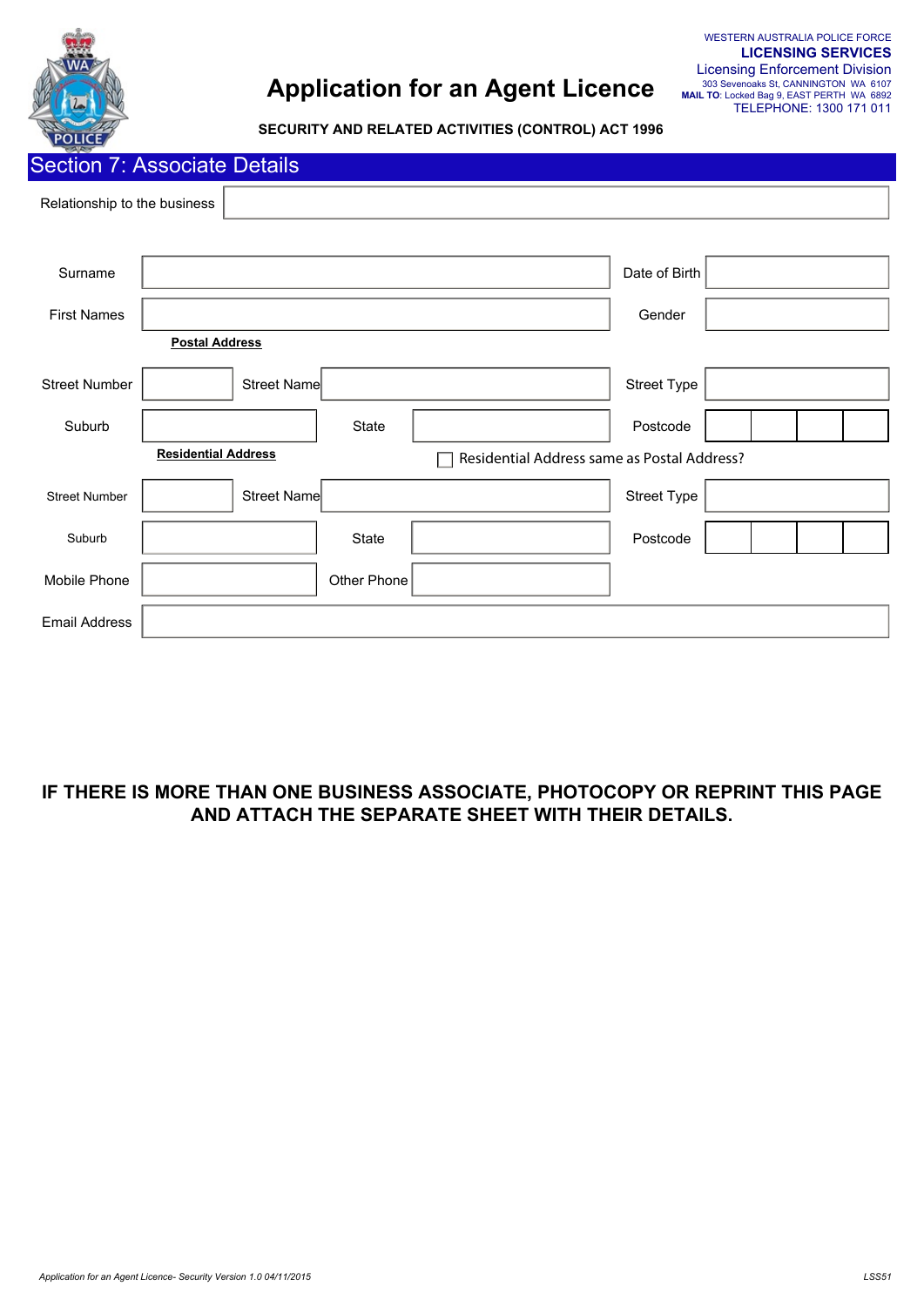WESTERN AUSTRALIA POLICE FORCE
**LICENSING SERVICES**
Licensing Enforcement Division
303 Sevenoaks St, CANNINGTON WA 6107
**MAIL TO**: Locked Bag 9, EAST PERTH WA 6892
TELEPHONE: 1300 171 011

# Application for an Agent Licence

**SECURITY AND RELATED ACTIVITIES (CONTROL) ACT 1996**

## Section 7: Associate Details

| | |
|---|---|
| Relationship to the business | |

| | | | |
|---|---|---|---|
| Surname | | Date of Birth | |
| First Names | | Gender | |

**Postal Address**

| | | | | | |
|---|---|---|---|---|---|
| Street Number | | Street Name | | Street Type | |
| Suburb | | State | | Postcode | |

**Residential Address**

☐ Residential Address same as Postal Address?

| | | | | | |
|---|---|---|---|---|---|
| Street Number | | Street Name | | Street Type | |
| Suburb | | State | | Postcode | |
| Mobile Phone | | Other Phone | | | |
| Email Address | | | | | |

**IF THERE IS MORE THAN ONE BUSINESS ASSOCIATE, PHOTOCOPY OR REPRINT THIS PAGE AND ATTACH THE SEPARATE SHEET WITH THEIR DETAILS.**